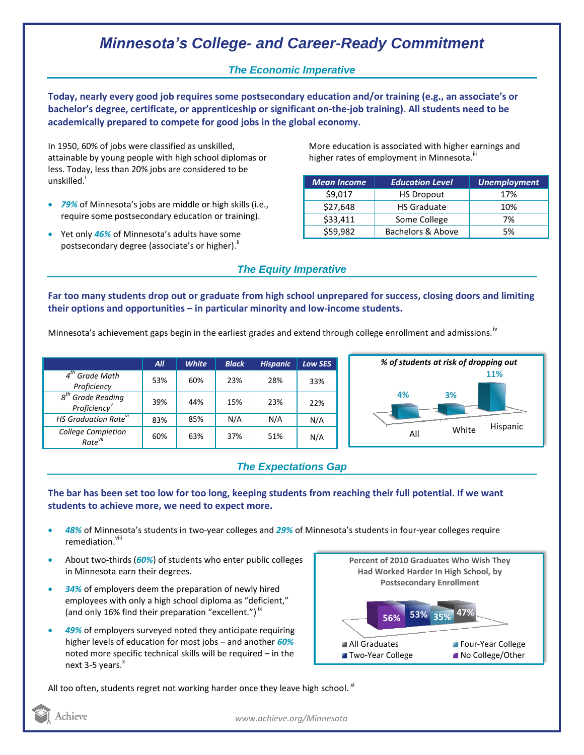# *Minnesota's College- and Career-Ready Commitment*

## *The Economic Imperative*

**Today, nearly every good job requires some postsecondary education and/or training (e.g., an associate's or bachelor's degree, certificate, or apprenticeship or significant on-the-job training). All students need to be academically prepared to compete for good jobs in the global economy.**

In 1950, 60% of jobs were classified as unskilled, attainable by young people with high school diplomas or less. Today, less than 20% jobs are considered to be unskilled.[i]

- ***79%*** of Minnesota's jobs are middle or high skills (i.e., require some postsecondary education or training).
- Yet only ***46%*** of Minnesota's adults have some postsecondary degree (associate's or higher).[ii]

More education is associated with higher earnings and higher rates of employment in Minnesota.[iii]

| Mean Income | Education Level | Unemployment |
|---|---|---|
| $9,017 | HS Dropout | 17% |
| $27,648 | HS Graduate | 10% |
| $33,411 | Some College | 7% |
| $59,982 | Bachelors & Above | 5% |

## *The Equity Imperative*

**Far too many students drop out or graduate from high school unprepared for success, closing doors and limiting their options and opportunities – in particular minority and low-income students.**

Minnesota's achievement gaps begin in the earliest grades and extend through college enrollment and admissions.[iv]

| | All | White | Black | Hispanic | Low SES |
|---|---|---|---|---|---|
| 4th Grade Math Proficiency | 53% | 60% | 23% | 28% | 33% |
| 8th Grade Reading Proficiency[v] | 39% | 44% | 15% | 23% | 22% |
| HS Graduation Rate[vi] | 83% | 85% | N/A | N/A | N/A |
| College Completion Rate[vii] | 60% | 63% | 37% | 51% | N/A |

*% of students at risk of dropping out*

| All | White | Hispanic |
|---|---|---|
| 4% | 3% | 11% |

## *The Expectations Gap*

**The bar has been set too low for too long, keeping students from reaching their full potential. If we want students to achieve more, we need to expect more.**

- ***48%*** of Minnesota's students in two-year colleges and ***29%*** of Minnesota's students in four-year colleges require remediation.[viii]
- About two-thirds (***60%***) of students who enter public colleges in Minnesota earn their degrees.
- ***34%*** of employers deem the preparation of newly hired employees with only a high school diploma as "deficient," (and only 16% find their preparation "excellent.")[ix]
- ***49%*** of employers surveyed noted they anticipate requiring higher levels of education for most jobs – and another ***60%*** noted more specific technical skills will be required – in the next 3-5 years.[x]

**Percent of 2010 Graduates Who Wish They Had Worked Harder In High School, by Postsecondary Enrollment**

| No College/Other | Two-Year College | Four-Year College | All Graduates |
|---|---|---|---|
| 56% | 53% | 35% | 47% |

All too often, students regret not working harder once they leave high school.[xi]

Achieve

www.achieve.org/Minnesota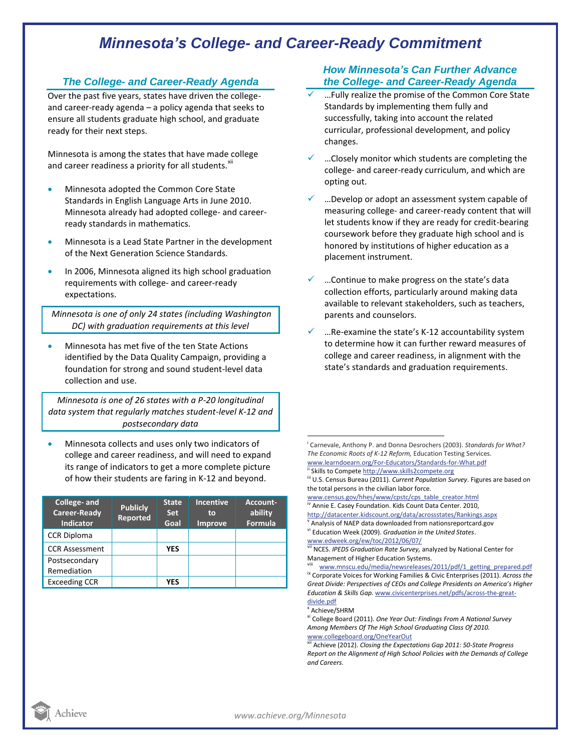# Minnesota's College- and Career-Ready Commitment

## The College- and Career-Ready Agenda

Over the past five years, states have driven the college- and career-ready agenda – a policy agenda that seeks to ensure all students graduate high school, and graduate ready for their next steps.

Minnesota is among the states that have made college and career readiness a priority for all students.[xii]

- Minnesota adopted the Common Core State Standards in English Language Arts in June 2010. Minnesota already had adopted college- and career-ready standards in mathematics.
- Minnesota is a Lead State Partner in the development of the Next Generation Science Standards.
- In 2006, Minnesota aligned its high school graduation requirements with college- and career-ready expectations.

*Minnesota is one of only 24 states (including Washington DC) with graduation requirements at this level*

- Minnesota has met five of the ten State Actions identified by the Data Quality Campaign, providing a foundation for strong and sound student-level data collection and use.

*Minnesota is one of 26 states with a P-20 longitudinal data system that regularly matches student-level K-12 and postsecondary data*

- Minnesota collects and uses only two indicators of college and career readiness, and will need to expand its range of indicators to get a more complete picture of how their students are faring in K-12 and beyond.

| College- and Career-Ready Indicator | Publicly Reported | State Set Goal | Incentive to Improve | Account-ability Formula |
|---|---|---|---|---|
| CCR Diploma | | | | |
| CCR Assessment | | **YES** | | |
| Postsecondary Remediation | | | | |
| Exceeding CCR | | **YES** | | |

## How Minnesota's Can Further Advance the College- and Career-Ready Agenda

- ✓ …Fully realize the promise of the Common Core State Standards by implementing them fully and successfully, taking into account the related curricular, professional development, and policy changes.
- ✓ …Closely monitor which students are completing the college- and career-ready curriculum, and which are opting out.
- ✓ …Develop or adopt an assessment system capable of measuring college- and career-ready content that will let students know if they are ready for credit-bearing coursework before they graduate high school and is honored by institutions of higher education as a placement instrument.
- ✓ …Continue to make progress on the state's data collection efforts, particularly around making data available to relevant stakeholders, such as teachers, parents and counselors.
- ✓ …Re-examine the state's K-12 accountability system to determine how it can further reward measures of college and career readiness, in alignment with the state's standards and graduation requirements.

---

[i] Carnevale, Anthony P. and Donna Desrochers (2003). *Standards for What? The Economic Roots of K-12 Reform,* Education Testing Services. www.learndoearn.org/For-Educators/Standards-for-What.pdf

[ii] Skills to Compete http://www.skills2compete.org

[iii] U.S. Census Bureau (2011). *Current Population Survey*. Figures are based on the total persons in the civilian labor force. www.census.gov/hhes/www/cpstc/cps_table_creator.html

[iv] Annie E. Casey Foundation. Kids Count Data Center. 2010, http://datacenter.kidscount.org/data/acrossstates/Rankings.aspx

[v] Analysis of NAEP data downloaded from nationsreportcard.gov

[vi] Education Week (2009). *Graduation in the United States*. www.edweek.org/ew/toc/2012/06/07/

[vii] NCES. *IPEDS Graduation Rate Survey,* analyzed by National Center for Management of Higher Education Systems.

[viii] www.mnscu.edu/media/newsreleases/2011/pdf/1_getting_prepared.pdf

[ix] Corporate Voices for Working Families & Civic Enterprises (2011). *Across the Great Divide: Perspectives of CEOs and College Presidents on America's Higher Education & Skills Gap.* www.civicenterprises.net/pdfs/across-the-great-divide.pdf

[x] Achieve/SHRM

[xi] College Board (2011). *One Year Out: Findings From A National Survey Among Members Of The High School Graduating Class Of 2010.* www.collegeboard.org/OneYearOut

[xii] Achieve (2012). *Closing the Expectations Gap 2011: 50-State Progress Report on the Alignment of High School Policies with the Demands of College and Careers.*

Achieve

www.achieve.org/Minnesota